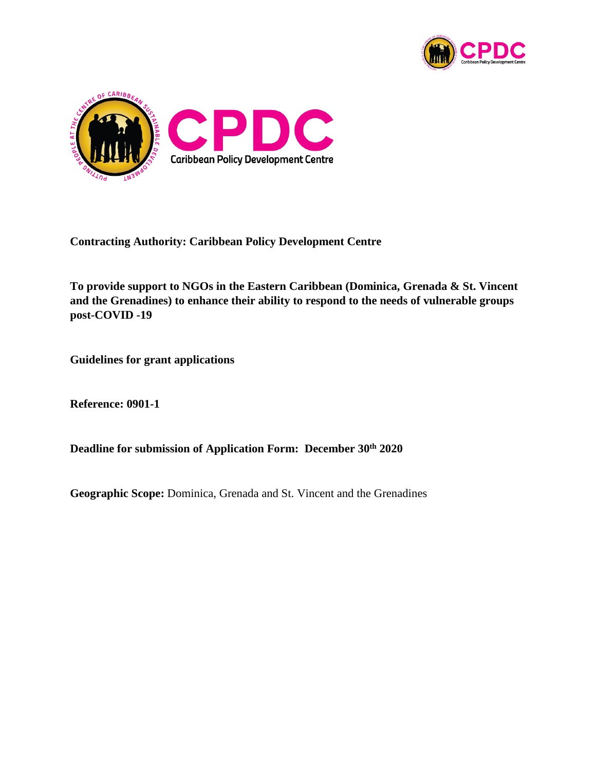**Contracting Authority: Caribbean Policy Development Centre**

**To provide support to NGOs in the Eastern Caribbean (Dominica, Grenada & St. Vincent and the Grenadines) to enhance their ability to respond to the needs of vulnerable groups post-COVID -19**

**Guidelines for grant applications**

**Reference: 0901-1**

**Deadline for submission of Application Form: December 30th 2020**

**Geographic Scope:** Dominica, Grenada and St. Vincent and the Grenadines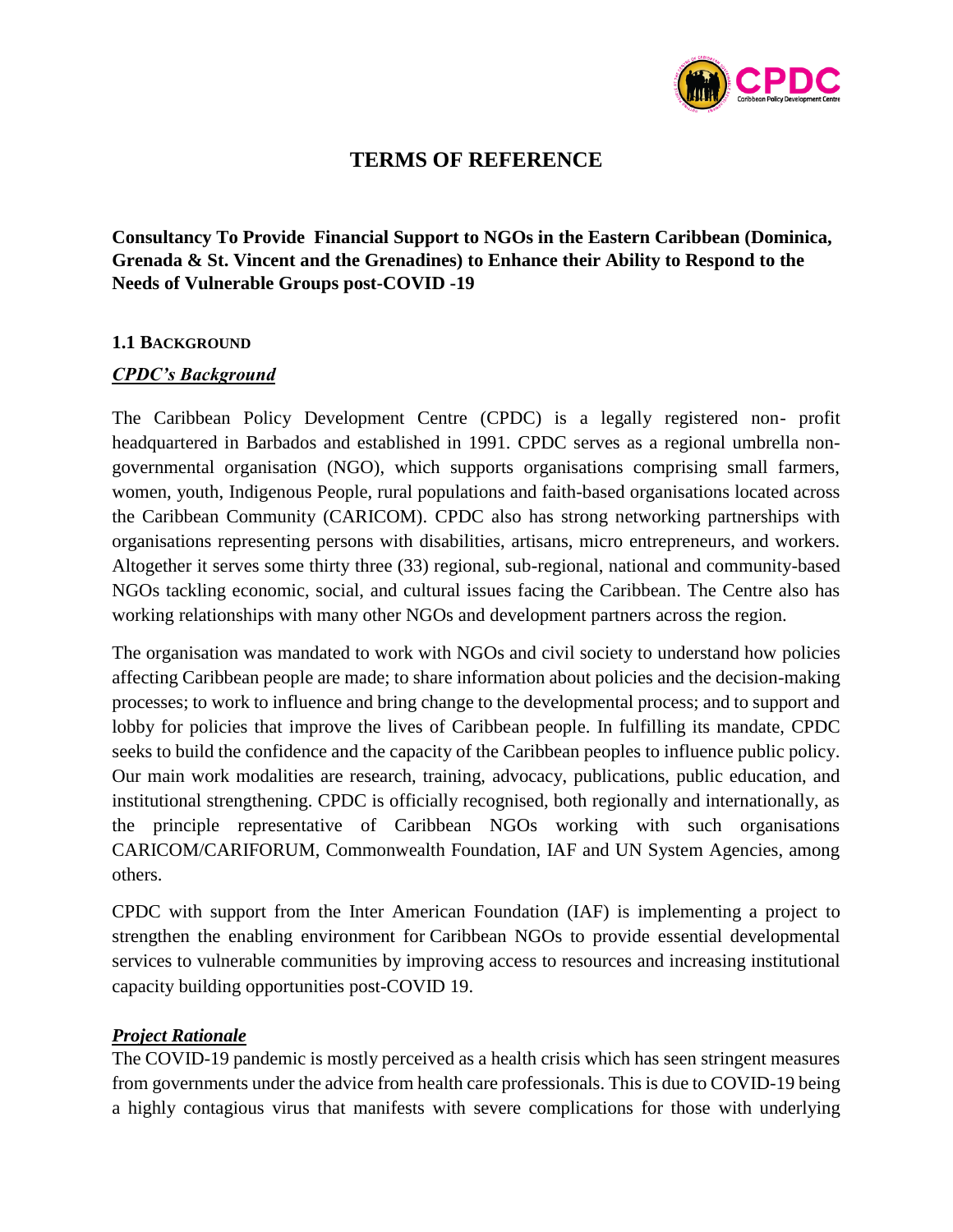# TERMS OF REFERENCE

**Consultancy To Provide Financial Support to NGOs in the Eastern Caribbean (Dominica, Grenada & St. Vincent and the Grenadines) to Enhance their Ability to Respond to the Needs of Vulnerable Groups post-COVID -19**

## 1.1 BACKGROUND

### ***CPDC's Background***

The Caribbean Policy Development Centre (CPDC) is a legally registered non- profit headquartered in Barbados and established in 1991. CPDC serves as a regional umbrella non-governmental organisation (NGO), which supports organisations comprising small farmers, women, youth, Indigenous People, rural populations and faith-based organisations located across the Caribbean Community (CARICOM). CPDC also has strong networking partnerships with organisations representing persons with disabilities, artisans, micro entrepreneurs, and workers. Altogether it serves some thirty three (33) regional, sub-regional, national and community-based NGOs tackling economic, social, and cultural issues facing the Caribbean. The Centre also has working relationships with many other NGOs and development partners across the region.

The organisation was mandated to work with NGOs and civil society to understand how policies affecting Caribbean people are made; to share information about policies and the decision-making processes; to work to influence and bring change to the developmental process; and to support and lobby for policies that improve the lives of Caribbean people. In fulfilling its mandate, CPDC seeks to build the confidence and the capacity of the Caribbean peoples to influence public policy. Our main work modalities are research, training, advocacy, publications, public education, and institutional strengthening. CPDC is officially recognised, both regionally and internationally, as the principle representative of Caribbean NGOs working with such organisations CARICOM/CARIFORUM, Commonwealth Foundation, IAF and UN System Agencies, among others.

CPDC with support from the Inter American Foundation (IAF) is implementing a project to strengthen the enabling environment for Caribbean NGOs to provide essential developmental services to vulnerable communities by improving access to resources and increasing institutional capacity building opportunities post-COVID 19.

### ***Project Rationale***

The COVID-19 pandemic is mostly perceived as a health crisis which has seen stringent measures from governments under the advice from health care professionals. This is due to COVID-19 being a highly contagious virus that manifests with severe complications for those with underlying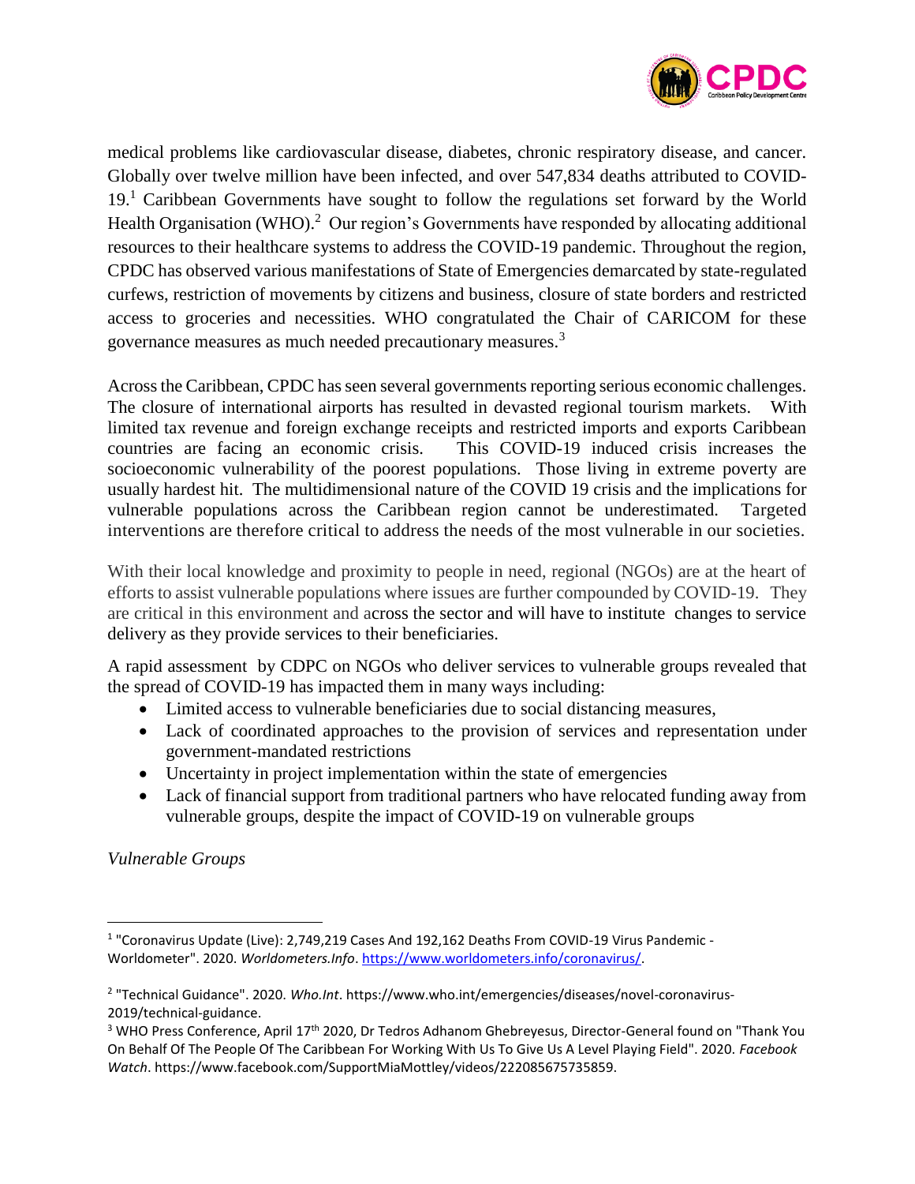medical problems like cardiovascular disease, diabetes, chronic respiratory disease, and cancer. Globally over twelve million have been infected, and over 547,834 deaths attributed to COVID-19.[1] Caribbean Governments have sought to follow the regulations set forward by the World Health Organisation (WHO).[2] Our region's Governments have responded by allocating additional resources to their healthcare systems to address the COVID-19 pandemic. Throughout the region, CPDC has observed various manifestations of State of Emergencies demarcated by state-regulated curfews, restriction of movements by citizens and business, closure of state borders and restricted access to groceries and necessities. WHO congratulated the Chair of CARICOM for these governance measures as much needed precautionary measures.[3]

Across the Caribbean, CPDC has seen several governments reporting serious economic challenges. The closure of international airports has resulted in devasted regional tourism markets. With limited tax revenue and foreign exchange receipts and restricted imports and exports Caribbean countries are facing an economic crisis. This COVID-19 induced crisis increases the socioeconomic vulnerability of the poorest populations. Those living in extreme poverty are usually hardest hit. The multidimensional nature of the COVID 19 crisis and the implications for vulnerable populations across the Caribbean region cannot be underestimated. Targeted interventions are therefore critical to address the needs of the most vulnerable in our societies.

With their local knowledge and proximity to people in need, regional (NGOs) are at the heart of efforts to assist vulnerable populations where issues are further compounded by COVID-19. They are critical in this environment and across the sector and will have to institute changes to service delivery as they provide services to their beneficiaries.

A rapid assessment by CDPC on NGOs who deliver services to vulnerable groups revealed that the spread of COVID-19 has impacted them in many ways including:

- Limited access to vulnerable beneficiaries due to social distancing measures,
- Lack of coordinated approaches to the provision of services and representation under government-mandated restrictions
- Uncertainty in project implementation within the state of emergencies
- Lack of financial support from traditional partners who have relocated funding away from vulnerable groups, despite the impact of COVID-19 on vulnerable groups

*Vulnerable Groups*

---

[1] "Coronavirus Update (Live): 2,749,219 Cases And 192,162 Deaths From COVID-19 Virus Pandemic - Worldometer". 2020. *Worldometers.Info*. https://www.worldometers.info/coronavirus/.

[2] "Technical Guidance". 2020. *Who.Int*. https://www.who.int/emergencies/diseases/novel-coronavirus-2019/technical-guidance.

[3] WHO Press Conference, April 17th 2020, Dr Tedros Adhanom Ghebreyesus, Director-General found on "Thank You On Behalf Of The People Of The Caribbean For Working With Us To Give Us A Level Playing Field". 2020. *Facebook Watch*. https://www.facebook.com/SupportMiaMottley/videos/222085675735859.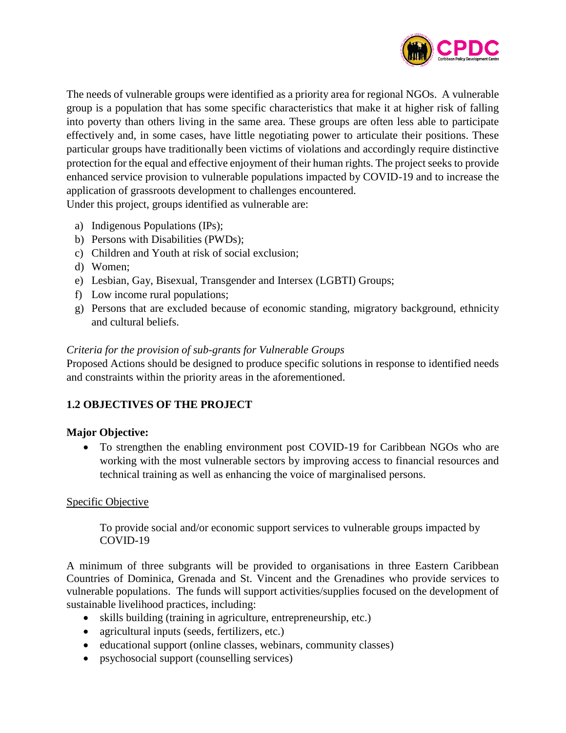The needs of vulnerable groups were identified as a priority area for regional NGOs. A vulnerable group is a population that has some specific characteristics that make it at higher risk of falling into poverty than others living in the same area. These groups are often less able to participate effectively and, in some cases, have little negotiating power to articulate their positions. These particular groups have traditionally been victims of violations and accordingly require distinctive protection for the equal and effective enjoyment of their human rights. The project seeks to provide enhanced service provision to vulnerable populations impacted by COVID-19 and to increase the application of grassroots development to challenges encountered.
Under this project, groups identified as vulnerable are:

a) Indigenous Populations (IPs);
b) Persons with Disabilities (PWDs);
c) Children and Youth at risk of social exclusion;
d) Women;
e) Lesbian, Gay, Bisexual, Transgender and Intersex (LGBTI) Groups;
f) Low income rural populations;
g) Persons that are excluded because of economic standing, migratory background, ethnicity and cultural beliefs.

*Criteria for the provision of sub-grants for Vulnerable Groups*
Proposed Actions should be designed to produce specific solutions in response to identified needs and constraints within the priority areas in the aforementioned.

## 1.2 OBJECTIVES OF THE PROJECT

**Major Objective:**

- To strengthen the enabling environment post COVID-19 for Caribbean NGOs who are working with the most vulnerable sectors by improving access to financial resources and technical training as well as enhancing the voice of marginalised persons.

Specific Objective

To provide social and/or economic support services to vulnerable groups impacted by COVID-19

A minimum of three subgrants will be provided to organisations in three Eastern Caribbean Countries of Dominica, Grenada and St. Vincent and the Grenadines who provide services to vulnerable populations. The funds will support activities/supplies focused on the development of sustainable livelihood practices, including:

- skills building (training in agriculture, entrepreneurship, etc.)
- agricultural inputs (seeds, fertilizers, etc.)
- educational support (online classes, webinars, community classes)
- psychosocial support (counselling services)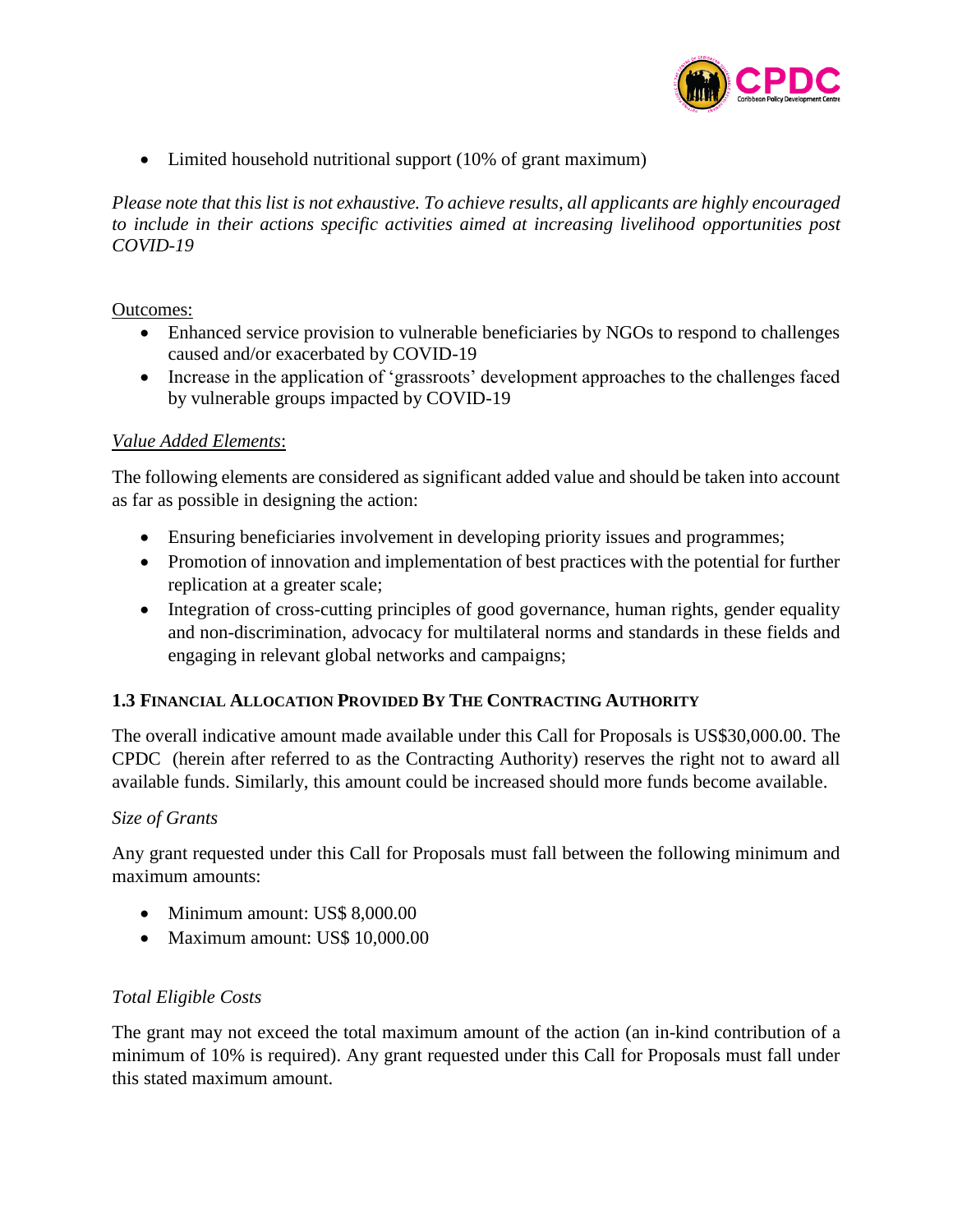- Limited household nutritional support (10% of grant maximum)

*Please note that this list is not exhaustive. To achieve results, all applicants are highly encouraged to include in their actions specific activities aimed at increasing livelihood opportunities post COVID-19*

Outcomes:

- Enhanced service provision to vulnerable beneficiaries by NGOs to respond to challenges caused and/or exacerbated by COVID-19
- Increase in the application of 'grassroots' development approaches to the challenges faced by vulnerable groups impacted by COVID-19

*Value Added Elements*:

The following elements are considered as significant added value and should be taken into account as far as possible in designing the action:

- Ensuring beneficiaries involvement in developing priority issues and programmes;
- Promotion of innovation and implementation of best practices with the potential for further replication at a greater scale;
- Integration of cross-cutting principles of good governance, human rights, gender equality and non-discrimination, advocacy for multilateral norms and standards in these fields and engaging in relevant global networks and campaigns;

### 1.3 Financial Allocation Provided By The Contracting Authority

The overall indicative amount made available under this Call for Proposals is US$30,000.00. The CPDC (herein after referred to as the Contracting Authority) reserves the right not to award all available funds. Similarly, this amount could be increased should more funds become available.

*Size of Grants*

Any grant requested under this Call for Proposals must fall between the following minimum and maximum amounts:

- Minimum amount: US$ 8,000.00
- Maximum amount: US$ 10,000.00

*Total Eligible Costs*

The grant may not exceed the total maximum amount of the action (an in-kind contribution of a minimum of 10% is required). Any grant requested under this Call for Proposals must fall under this stated maximum amount.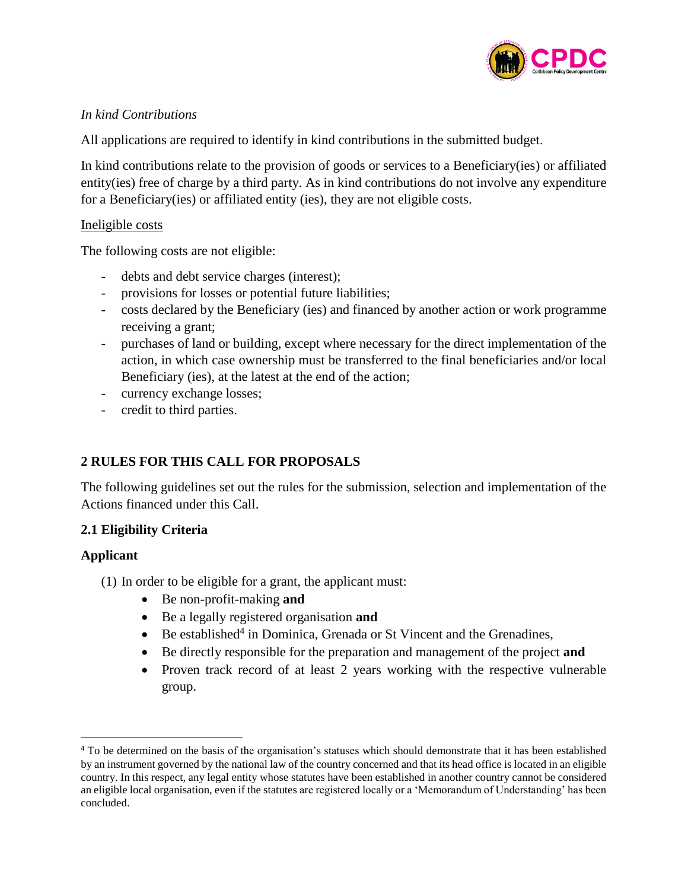*In kind Contributions*

All applications are required to identify in kind contributions in the submitted budget.

In kind contributions relate to the provision of goods or services to a Beneficiary(ies) or affiliated entity(ies) free of charge by a third party. As in kind contributions do not involve any expenditure for a Beneficiary(ies) or affiliated entity (ies), they are not eligible costs.

Ineligible costs

The following costs are not eligible:

- debts and debt service charges (interest);
- provisions for losses or potential future liabilities;
- costs declared by the Beneficiary (ies) and financed by another action or work programme receiving a grant;
- purchases of land or building, except where necessary for the direct implementation of the action, in which case ownership must be transferred to the final beneficiaries and/or local Beneficiary (ies), at the latest at the end of the action;
- currency exchange losses;
- credit to third parties.

## 2 RULES FOR THIS CALL FOR PROPOSALS

The following guidelines set out the rules for the submission, selection and implementation of the Actions financed under this Call.

### 2.1 Eligibility Criteria

### Applicant

(1) In order to be eligible for a grant, the applicant must:

- Be non-profit-making **and**
- Be a legally registered organisation **and**
- Be established[4] in Dominica, Grenada or St Vincent and the Grenadines,
- Be directly responsible for the preparation and management of the project **and**
- Proven track record of at least 2 years working with the respective vulnerable group.

[4] To be determined on the basis of the organisation's statuses which should demonstrate that it has been established by an instrument governed by the national law of the country concerned and that its head office is located in an eligible country. In this respect, any legal entity whose statutes have been established in another country cannot be considered an eligible local organisation, even if the statutes are registered locally or a 'Memorandum of Understanding' has been concluded.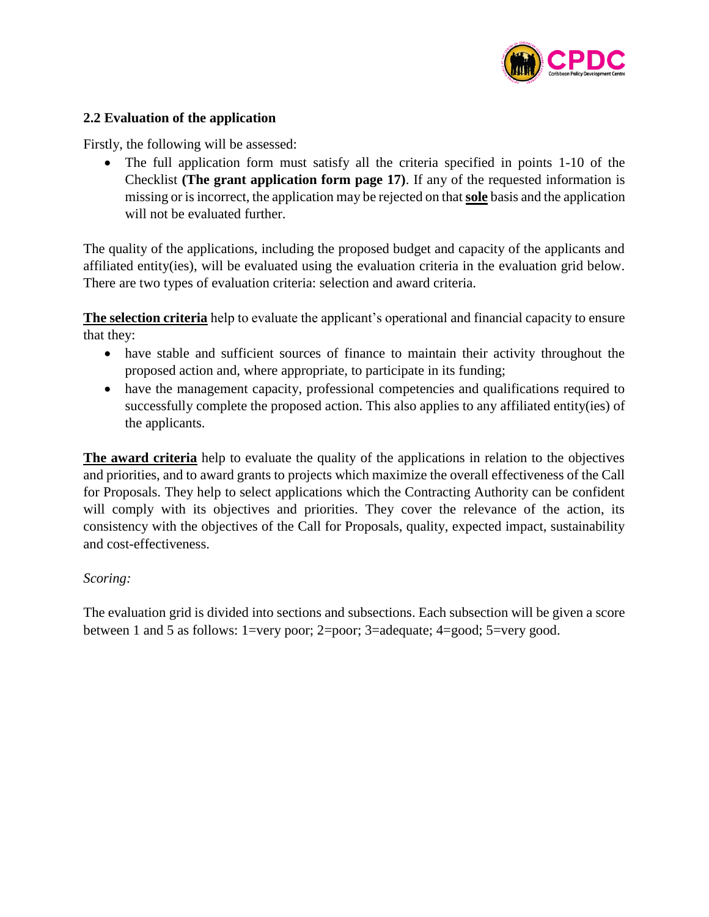## 2.2 Evaluation of the application

Firstly, the following will be assessed:

- The full application form must satisfy all the criteria specified in points 1-10 of the Checklist **(The grant application form page 17)**. If any of the requested information is missing or is incorrect, the application may be rejected on that **sole** basis and the application will not be evaluated further.

The quality of the applications, including the proposed budget and capacity of the applicants and affiliated entity(ies), will be evaluated using the evaluation criteria in the evaluation grid below. There are two types of evaluation criteria: selection and award criteria.

**The selection criteria** help to evaluate the applicant's operational and financial capacity to ensure that they:

- have stable and sufficient sources of finance to maintain their activity throughout the proposed action and, where appropriate, to participate in its funding;
- have the management capacity, professional competencies and qualifications required to successfully complete the proposed action. This also applies to any affiliated entity(ies) of the applicants.

**The award criteria** help to evaluate the quality of the applications in relation to the objectives and priorities, and to award grants to projects which maximize the overall effectiveness of the Call for Proposals. They help to select applications which the Contracting Authority can be confident will comply with its objectives and priorities. They cover the relevance of the action, its consistency with the objectives of the Call for Proposals, quality, expected impact, sustainability and cost-effectiveness.

*Scoring:*

The evaluation grid is divided into sections and subsections. Each subsection will be given a score between 1 and 5 as follows: 1=very poor; 2=poor; 3=adequate; 4=good; 5=very good.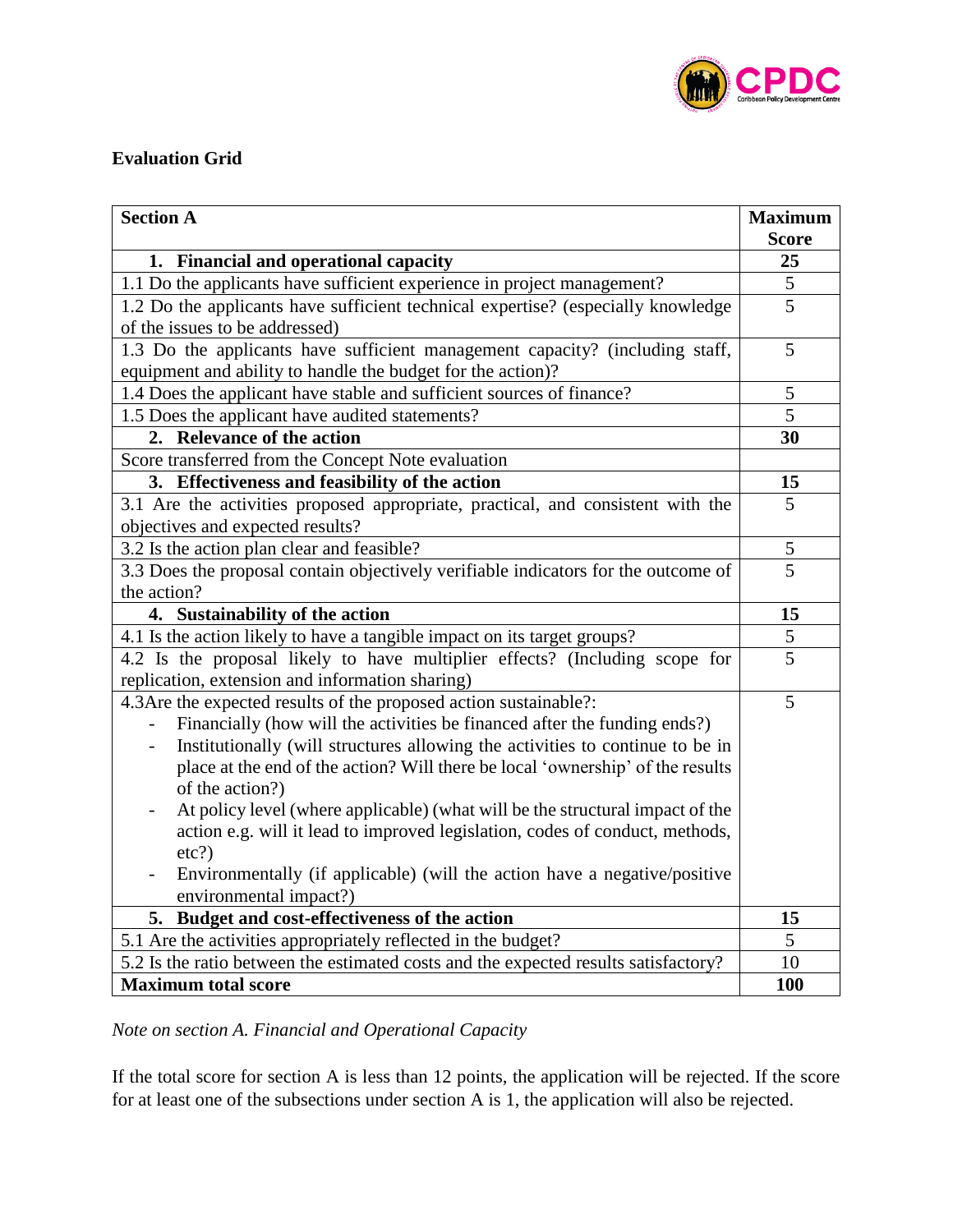## Evaluation Grid

| Section A | Maximum Score |
|---|---|
| **1. Financial and operational capacity** | **25** |
| 1.1 Do the applicants have sufficient experience in project management? | 5 |
| 1.2 Do the applicants have sufficient technical expertise? (especially knowledge of the issues to be addressed) | 5 |
| 1.3 Do the applicants have sufficient management capacity? (including staff, equipment and ability to handle the budget for the action)? | 5 |
| 1.4 Does the applicant have stable and sufficient sources of finance? | 5 |
| 1.5 Does the applicant have audited statements? | 5 |
| **2. Relevance of the action** | **30** |
| Score transferred from the Concept Note evaluation | |
| **3. Effectiveness and feasibility of the action** | **15** |
| 3.1 Are the activities proposed appropriate, practical, and consistent with the objectives and expected results? | 5 |
| 3.2 Is the action plan clear and feasible? | 5 |
| 3.3 Does the proposal contain objectively verifiable indicators for the outcome of the action? | 5 |
| **4. Sustainability of the action** | **15** |
| 4.1 Is the action likely to have a tangible impact on its target groups? | 5 |
| 4.2 Is the proposal likely to have multiplier effects? (Including scope for replication, extension and information sharing) | 5 |
| 4.3Are the expected results of the proposed action sustainable?: <br> - Financially (how will the activities be financed after the funding ends?) <br> - Institutionally (will structures allowing the activities to continue to be in place at the end of the action? Will there be local 'ownership' of the results of the action?) <br> - At policy level (where applicable) (what will be the structural impact of the action e.g. will it lead to improved legislation, codes of conduct, methods, etc?) <br> - Environmentally (if applicable) (will the action have a negative/positive environmental impact?) | 5 |
| **5. Budget and cost-effectiveness of the action** | **15** |
| 5.1 Are the activities appropriately reflected in the budget? | 5 |
| 5.2 Is the ratio between the estimated costs and the expected results satisfactory? | 10 |
| **Maximum total score** | **100** |

*Note on section A. Financial and Operational Capacity*

If the total score for section A is less than 12 points, the application will be rejected. If the score for at least one of the subsections under section A is 1, the application will also be rejected.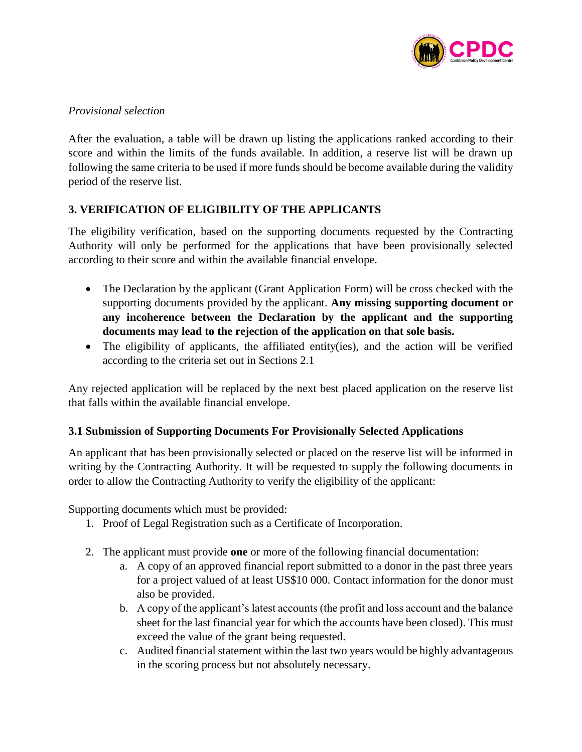*Provisional selection*

After the evaluation, a table will be drawn up listing the applications ranked according to their score and within the limits of the funds available. In addition, a reserve list will be drawn up following the same criteria to be used if more funds should be become available during the validity period of the reserve list.

## 3. VERIFICATION OF ELIGIBILITY OF THE APPLICANTS

The eligibility verification, based on the supporting documents requested by the Contracting Authority will only be performed for the applications that have been provisionally selected according to their score and within the available financial envelope.

- The Declaration by the applicant (Grant Application Form) will be cross checked with the supporting documents provided by the applicant. **Any missing supporting document or any incoherence between the Declaration by the applicant and the supporting documents may lead to the rejection of the application on that sole basis.**
- The eligibility of applicants, the affiliated entity(ies), and the action will be verified according to the criteria set out in Sections 2.1

Any rejected application will be replaced by the next best placed application on the reserve list that falls within the available financial envelope.

### 3.1 Submission of Supporting Documents For Provisionally Selected Applications

An applicant that has been provisionally selected or placed on the reserve list will be informed in writing by the Contracting Authority. It will be requested to supply the following documents in order to allow the Contracting Authority to verify the eligibility of the applicant:

Supporting documents which must be provided:

1. Proof of Legal Registration such as a Certificate of Incorporation.
2. The applicant must provide **one** or more of the following financial documentation:
   a. A copy of an approved financial report submitted to a donor in the past three years for a project valued of at least US$10 000. Contact information for the donor must also be provided.
   b. A copy of the applicant's latest accounts (the profit and loss account and the balance sheet for the last financial year for which the accounts have been closed). This must exceed the value of the grant being requested.
   c. Audited financial statement within the last two years would be highly advantageous in the scoring process but not absolutely necessary.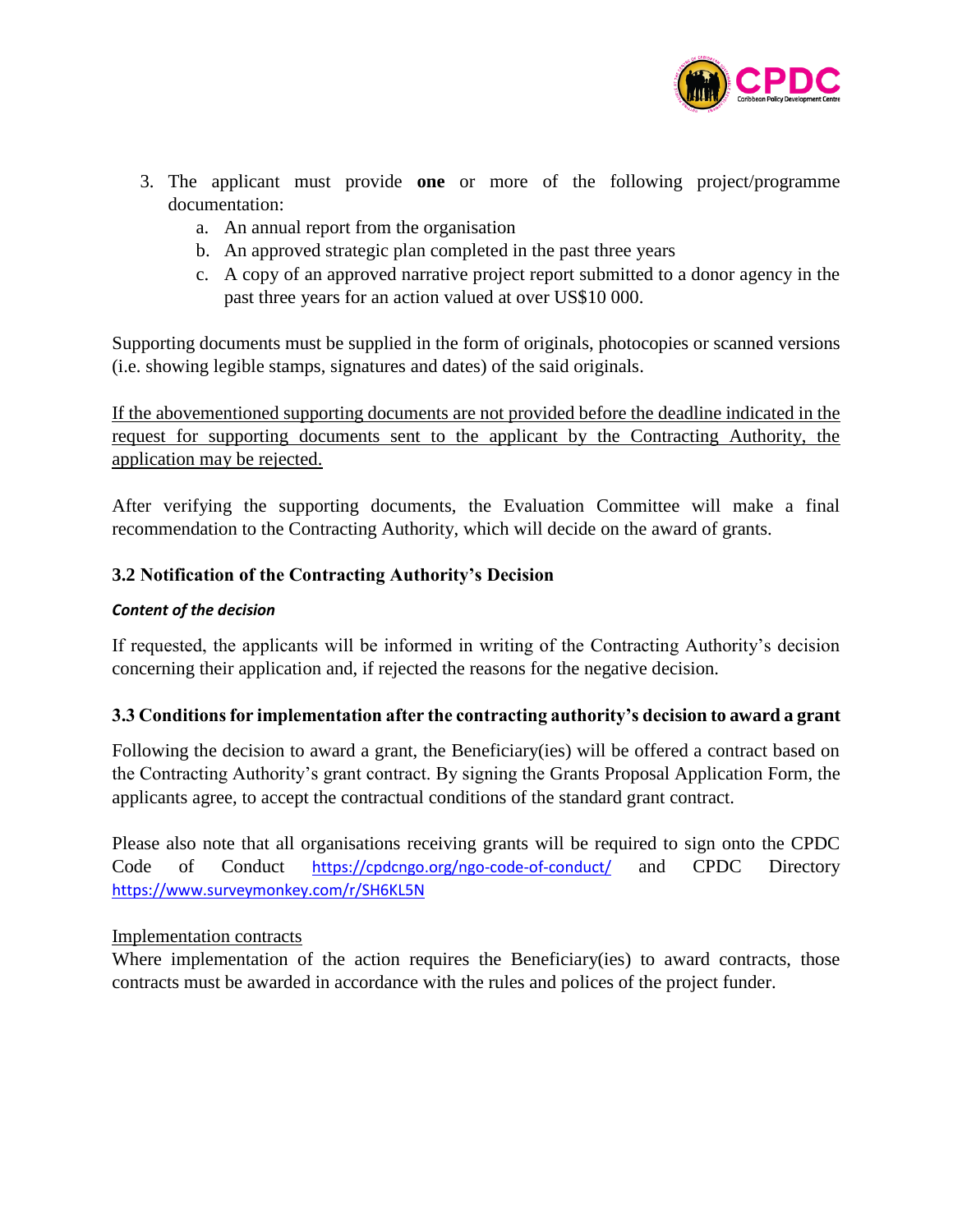3. The applicant must provide **one** or more of the following project/programme documentation:
    a. An annual report from the organisation
    b. An approved strategic plan completed in the past three years
    c. A copy of an approved narrative project report submitted to a donor agency in the past three years for an action valued at over US$10 000.

Supporting documents must be supplied in the form of originals, photocopies or scanned versions (i.e. showing legible stamps, signatures and dates) of the said originals.

<u>If the abovementioned supporting documents are not provided before the deadline indicated in the request for supporting documents sent to the applicant by the Contracting Authority, the application may be rejected.</u>

After verifying the supporting documents, the Evaluation Committee will make a final recommendation to the Contracting Authority, which will decide on the award of grants.

### 3.2 Notification of the Contracting Authority's Decision

***Content of the decision***

If requested, the applicants will be informed in writing of the Contracting Authority's decision concerning their application and, if rejected the reasons for the negative decision.

### 3.3 Conditions for implementation after the contracting authority's decision to award a grant

Following the decision to award a grant, the Beneficiary(ies) will be offered a contract based on the Contracting Authority's grant contract. By signing the Grants Proposal Application Form, the applicants agree, to accept the contractual conditions of the standard grant contract.

Please also note that all organisations receiving grants will be required to sign onto the CPDC Code of Conduct https://cpdcngo.org/ngo-code-of-conduct/ and CPDC Directory https://www.surveymonkey.com/r/SH6KL5N

<u>Implementation contracts</u>

Where implementation of the action requires the Beneficiary(ies) to award contracts, those contracts must be awarded in accordance with the rules and polices of the project funder.